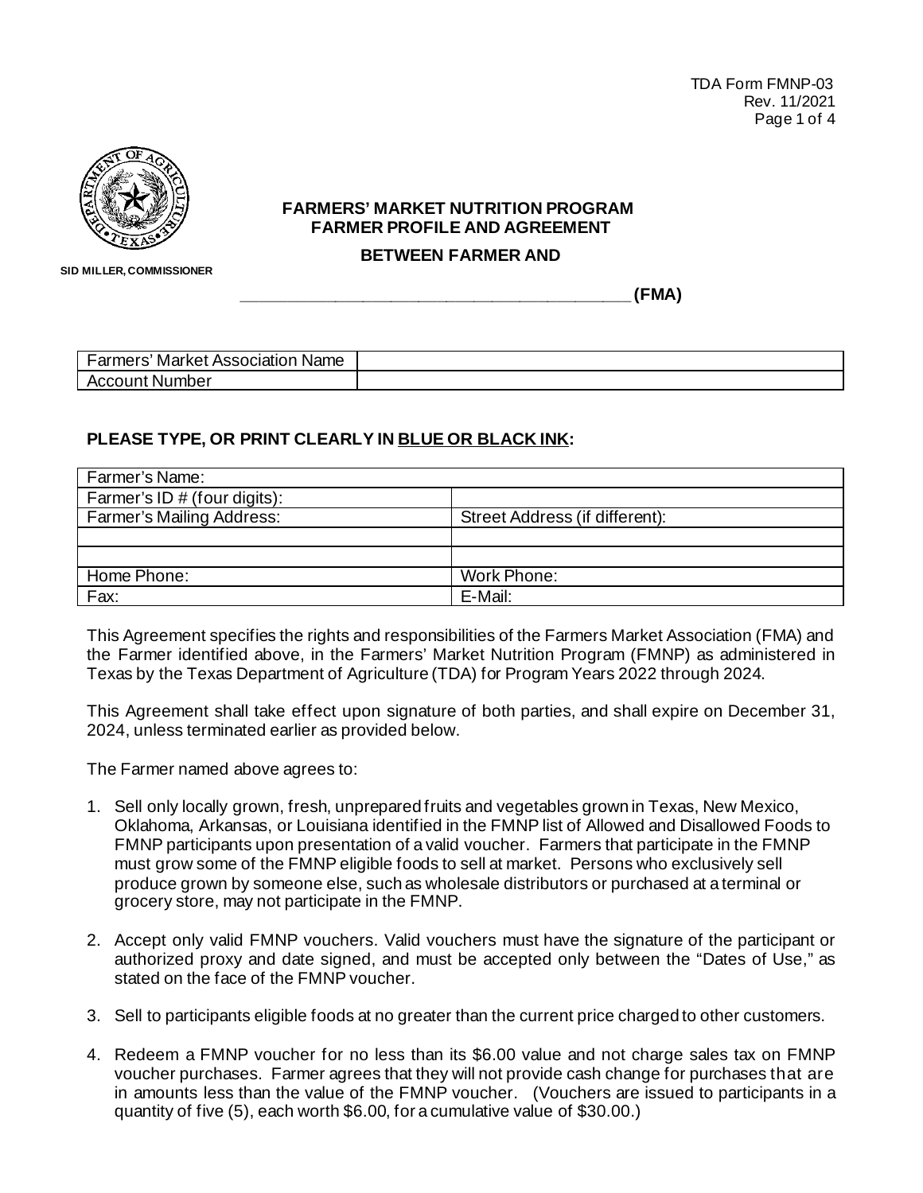SID MILLER, COMMISSIONER

**FARMERS' MARKET NUTRITION PROGRAM**
**FARMER PROFILE AND AGREEMENT**

**BETWEEN FARMER AND**

**\_\_\_\_\_\_\_\_\_\_\_\_\_\_\_\_\_\_\_\_\_\_\_\_\_\_\_\_\_\_\_\_\_\_\_\_\_\_\_\_ (FMA)**

| Farmers' Market Association Name | |
|---|---|
| Account Number | |

**PLEASE TYPE, OR PRINT CLEARLY IN <u>BLUE OR BLACK INK</u>:**

| Farmer's Name: | |
|---|---|
| Farmer's ID # (four digits): | |
| Farmer's Mailing Address: | Street Address (if different): |
| | |
| | |
| Home Phone: | Work Phone: |
| Fax: | E-Mail: |

This Agreement specifies the rights and responsibilities of the Farmers Market Association (FMA) and the Farmer identified above, in the Farmers' Market Nutrition Program (FMNP) as administered in Texas by the Texas Department of Agriculture (TDA) for Program Years 2022 through 2024.

This Agreement shall take effect upon signature of both parties, and shall expire on December 31, 2024, unless terminated earlier as provided below.

The Farmer named above agrees to:

1. Sell only locally grown, fresh, unprepared fruits and vegetables grown in Texas, New Mexico, Oklahoma, Arkansas, or Louisiana identified in the FMNP list of Allowed and Disallowed Foods to FMNP participants upon presentation of a valid voucher. Farmers that participate in the FMNP must grow some of the FMNP eligible foods to sell at market. Persons who exclusively sell produce grown by someone else, such as wholesale distributors or purchased at a terminal or grocery store, may not participate in the FMNP.

2. Accept only valid FMNP vouchers. Valid vouchers must have the signature of the participant or authorized proxy and date signed, and must be accepted only between the "Dates of Use," as stated on the face of the FMNP voucher.

3. Sell to participants eligible foods at no greater than the current price charged to other customers.

4. Redeem a FMNP voucher for no less than its $6.00 value and not charge sales tax on FMNP voucher purchases. Farmer agrees that they will not provide cash change for purchases that are in amounts less than the value of the FMNP voucher. (Vouchers are issued to participants in a quantity of five (5), each worth $6.00, for a cumulative value of $30.00.)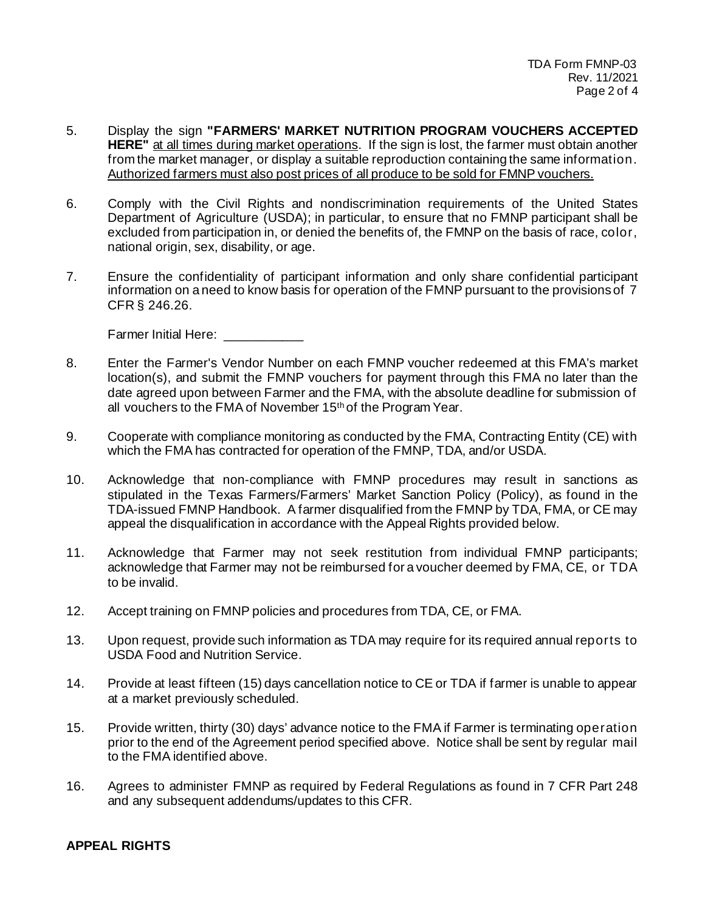5. Display the sign **"FARMERS' MARKET NUTRITION PROGRAM VOUCHERS ACCEPTED HERE"** <u>at all times during market operations</u>. If the sign is lost, the farmer must obtain another from the market manager, or display a suitable reproduction containing the same information. <u>Authorized farmers must also post prices of all produce to be sold for FMNP vouchers.</u>

6. Comply with the Civil Rights and nondiscrimination requirements of the United States Department of Agriculture (USDA); in particular, to ensure that no FMNP participant shall be excluded from participation in, or denied the benefits of, the FMNP on the basis of race, color, national origin, sex, disability, or age.

7. Ensure the confidentiality of participant information and only share confidential participant information on a need to know basis for operation of the FMNP pursuant to the provisions of 7 CFR § 246.26.

   Farmer Initial Here: ___________

8. Enter the Farmer's Vendor Number on each FMNP voucher redeemed at this FMA's market location(s), and submit the FMNP vouchers for payment through this FMA no later than the date agreed upon between Farmer and the FMA, with the absolute deadline for submission of all vouchers to the FMA of November 15th of the Program Year.

9. Cooperate with compliance monitoring as conducted by the FMA, Contracting Entity (CE) with which the FMA has contracted for operation of the FMNP, TDA, and/or USDA.

10. Acknowledge that non-compliance with FMNP procedures may result in sanctions as stipulated in the Texas Farmers/Farmers' Market Sanction Policy (Policy), as found in the TDA-issued FMNP Handbook. A farmer disqualified from the FMNP by TDA, FMA, or CE may appeal the disqualification in accordance with the Appeal Rights provided below.

11. Acknowledge that Farmer may not seek restitution from individual FMNP participants; acknowledge that Farmer may not be reimbursed for a voucher deemed by FMA, CE, or TDA to be invalid.

12. Accept training on FMNP policies and procedures from TDA, CE, or FMA.

13. Upon request, provide such information as TDA may require for its required annual reports to USDA Food and Nutrition Service.

14. Provide at least fifteen (15) days cancellation notice to CE or TDA if farmer is unable to appear at a market previously scheduled.

15. Provide written, thirty (30) days' advance notice to the FMA if Farmer is terminating operation prior to the end of the Agreement period specified above. Notice shall be sent by regular mail to the FMA identified above.

16. Agrees to administer FMNP as required by Federal Regulations as found in 7 CFR Part 248 and any subsequent addendums/updates to this CFR.

**APPEAL RIGHTS**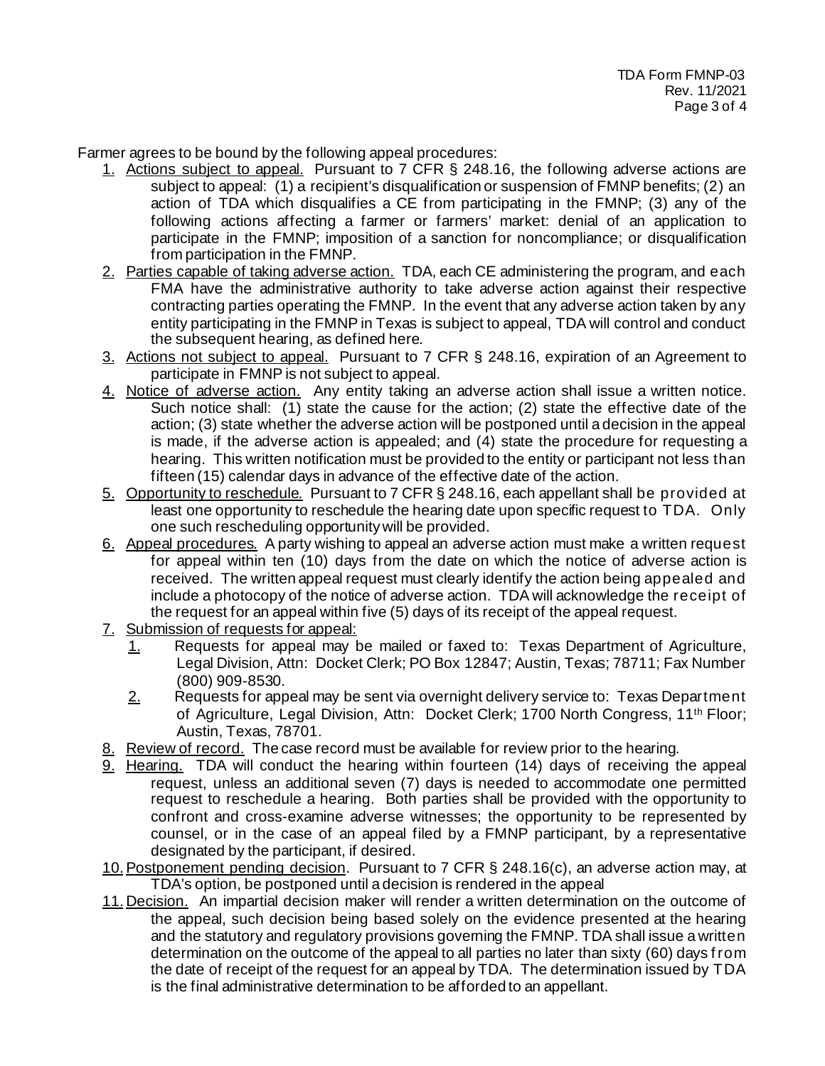Farmer agrees to be bound by the following appeal procedures:

1. Actions subject to appeal. Pursuant to 7 CFR § 248.16, the following adverse actions are subject to appeal: (1) a recipient's disqualification or suspension of FMNP benefits; (2) an action of TDA which disqualifies a CE from participating in the FMNP; (3) any of the following actions affecting a farmer or farmers' market: denial of an application to participate in the FMNP; imposition of a sanction for noncompliance; or disqualification from participation in the FMNP.
2. Parties capable of taking adverse action. TDA, each CE administering the program, and each FMA have the administrative authority to take adverse action against their respective contracting parties operating the FMNP. In the event that any adverse action taken by any entity participating in the FMNP in Texas is subject to appeal, TDA will control and conduct the subsequent hearing, as defined here.
3. Actions not subject to appeal. Pursuant to 7 CFR § 248.16, expiration of an Agreement to participate in FMNP is not subject to appeal.
4. Notice of adverse action. Any entity taking an adverse action shall issue a written notice. Such notice shall: (1) state the cause for the action; (2) state the effective date of the action; (3) state whether the adverse action will be postponed until a decision in the appeal is made, if the adverse action is appealed; and (4) state the procedure for requesting a hearing. This written notification must be provided to the entity or participant not less than fifteen (15) calendar days in advance of the effective date of the action.
5. Opportunity to reschedule. Pursuant to 7 CFR § 248.16, each appellant shall be provided at least one opportunity to reschedule the hearing date upon specific request to TDA. Only one such rescheduling opportunity will be provided.
6. Appeal procedures. A party wishing to appeal an adverse action must make a written request for appeal within ten (10) days from the date on which the notice of adverse action is received. The written appeal request must clearly identify the action being appealed and include a photocopy of the notice of adverse action. TDA will acknowledge the receipt of the request for an appeal within five (5) days of its receipt of the appeal request.
7. Submission of requests for appeal:
   1. Requests for appeal may be mailed or faxed to: Texas Department of Agriculture, Legal Division, Attn: Docket Clerk; PO Box 12847; Austin, Texas; 78711; Fax Number (800) 909-8530.
   2. Requests for appeal may be sent via overnight delivery service to: Texas Department of Agriculture, Legal Division, Attn: Docket Clerk; 1700 North Congress, 11th Floor; Austin, Texas, 78701.
8. Review of record. The case record must be available for review prior to the hearing.
9. Hearing. TDA will conduct the hearing within fourteen (14) days of receiving the appeal request, unless an additional seven (7) days is needed to accommodate one permitted request to reschedule a hearing. Both parties shall be provided with the opportunity to confront and cross-examine adverse witnesses; the opportunity to be represented by counsel, or in the case of an appeal filed by a FMNP participant, by a representative designated by the participant, if desired.
10. Postponement pending decision. Pursuant to 7 CFR § 248.16(c), an adverse action may, at TDA's option, be postponed until a decision is rendered in the appeal
11. Decision. An impartial decision maker will render a written determination on the outcome of the appeal, such decision being based solely on the evidence presented at the hearing and the statutory and regulatory provisions governing the FMNP. TDA shall issue a written determination on the outcome of the appeal to all parties no later than sixty (60) days from the date of receipt of the request for an appeal by TDA. The determination issued by TDA is the final administrative determination to be afforded to an appellant.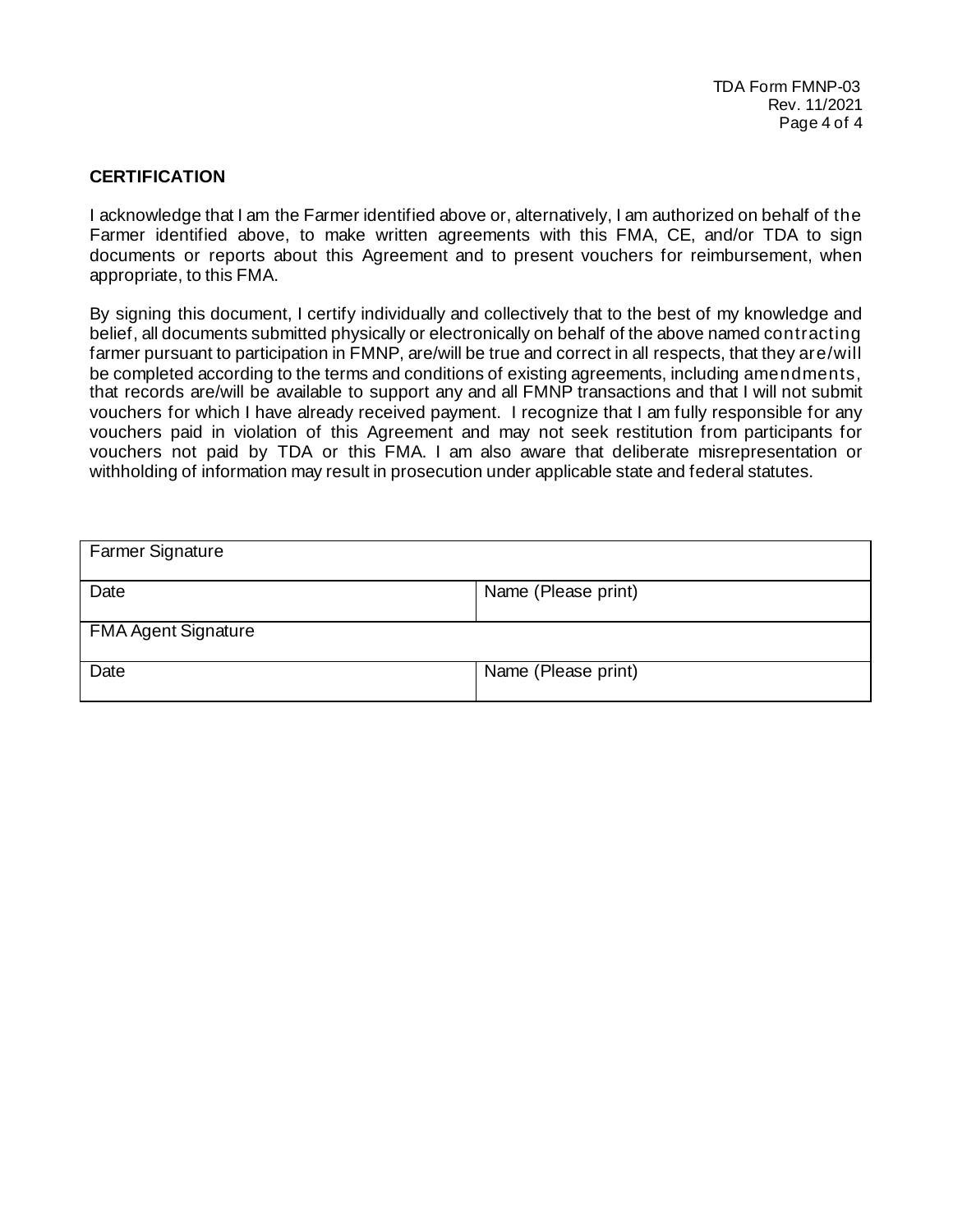## CERTIFICATION

I acknowledge that I am the Farmer identified above or, alternatively, I am authorized on behalf of the Farmer identified above, to make written agreements with this FMA, CE, and/or TDA to sign documents or reports about this Agreement and to present vouchers for reimbursement, when appropriate, to this FMA.

By signing this document, I certify individually and collectively that to the best of my knowledge and belief, all documents submitted physically or electronically on behalf of the above named contracting farmer pursuant to participation in FMNP, are/will be true and correct in all respects, that they are/will be completed according to the terms and conditions of existing agreements, including amendments, that records are/will be available to support any and all FMNP transactions and that I will not submit vouchers for which I have already received payment. I recognize that I am fully responsible for any vouchers paid in violation of this Agreement and may not seek restitution from participants for vouchers not paid by TDA or this FMA. I am also aware that deliberate misrepresentation or withholding of information may result in prosecution under applicable state and federal statutes.

| | |
|---|---|
| Farmer Signature | |
| Date | Name (Please print) |
| FMA Agent Signature | |
| Date | Name (Please print) |